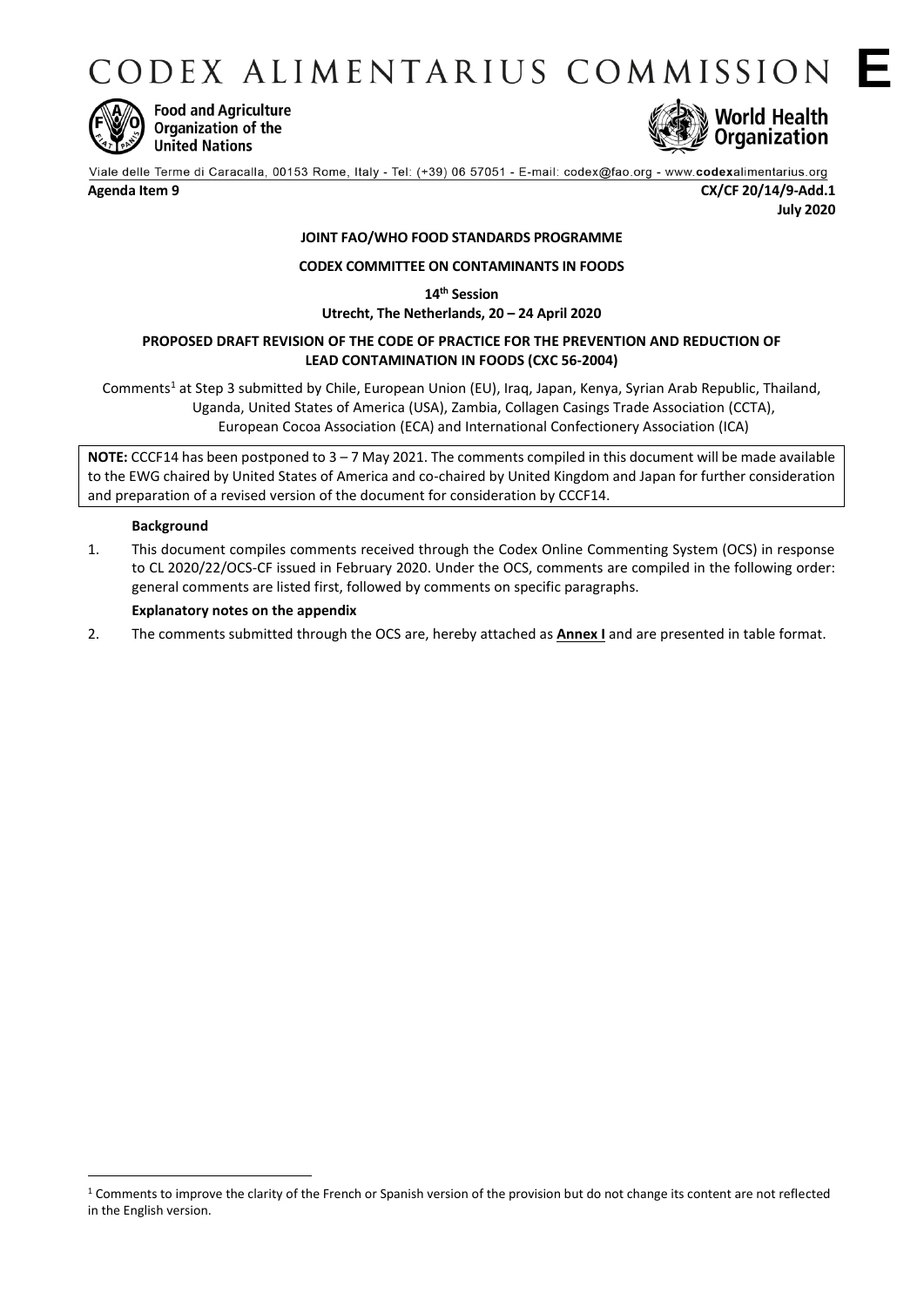# CODEX ALIMENTARIUS COMMISSION **E**

Food and Agriculture Organization of the United Nations

World Health Organization

Viale delle Terme di Caracalla, 00153 Rome, Italy - Tel: (+39) 06 57051 - E-mail: codex@fao.org - www.codexalimentarius.org

**Agenda Item 9** **CX/CF 20/14/9-Add.1**
**July 2020**

**JOINT FAO/WHO FOOD STANDARDS PROGRAMME**

**CODEX COMMITTEE ON CONTAMINANTS IN FOODS**

**14th Session**
**Utrecht, The Netherlands, 20 – 24 April 2020**

**PROPOSED DRAFT REVISION OF THE CODE OF PRACTICE FOR THE PREVENTION AND REDUCTION OF LEAD CONTAMINATION IN FOODS (CXC 56-2004)**

Comments[1] at Step 3 submitted by Chile, European Union (EU), Iraq, Japan, Kenya, Syrian Arab Republic, Thailand, Uganda, United States of America (USA), Zambia, Collagen Casings Trade Association (CCTA), European Cocoa Association (ECA) and International Confectionery Association (ICA)

**NOTE:** CCCF14 has been postponed to 3 – 7 May 2021. The comments compiled in this document will be made available to the EWG chaired by United States of America and co-chaired by United Kingdom and Japan for further consideration and preparation of a revised version of the document for consideration by CCCF14.

**Background**

1. This document compiles comments received through the Codex Online Commenting System (OCS) in response to CL 2020/22/OCS-CF issued in February 2020. Under the OCS, comments are compiled in the following order: general comments are listed first, followed by comments on specific paragraphs.

**Explanatory notes on the appendix**

2. The comments submitted through the OCS are, hereby attached as **Annex I** and are presented in table format.

[1] Comments to improve the clarity of the French or Spanish version of the provision but do not change its content are not reflected in the English version.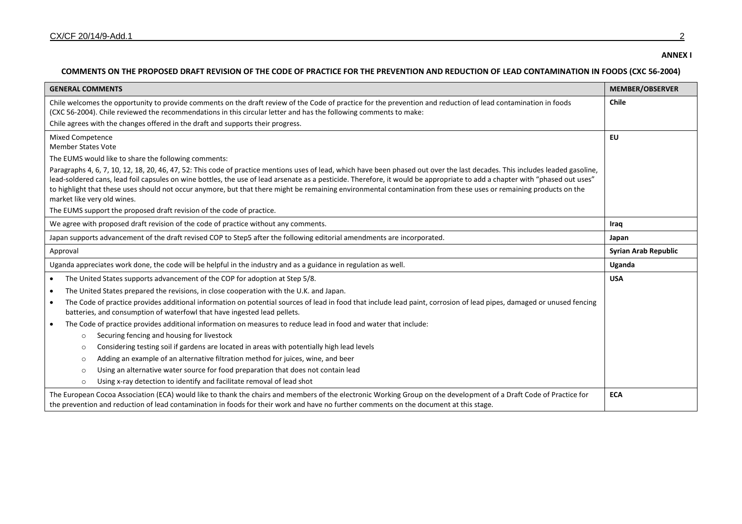**ANNEX I**

**COMMENTS ON THE PROPOSED DRAFT REVISION OF THE CODE OF PRACTICE FOR THE PREVENTION AND REDUCTION OF LEAD CONTAMINATION IN FOODS (CXC 56-2004)**

| GENERAL COMMENTS | MEMBER/OBSERVER |
|---|---|
| Chile welcomes the opportunity to provide comments on the draft review of the Code of practice for the prevention and reduction of lead contamination in foods (CXC 56-2004). Chile reviewed the recommendations in this circular letter and has the following comments to make:<br>Chile agrees with the changes offered in the draft and supports their progress. | **Chile** |
| Mixed Competence<br>Member States Vote<br>The EUMS would like to share the following comments:<br>Paragraphs 4, 6, 7, 10, 12, 18, 20, 46, 47, 52: This code of practice mentions uses of lead, which have been phased out over the last decades. This includes leaded gasoline, lead-soldered cans, lead foil capsules on wine bottles, the use of lead arsenate as a pesticide. Therefore, it would be appropriate to add a chapter with "phased out uses" to highlight that these uses should not occur anymore, but that there might be remaining environmental contamination from these uses or remaining products on the market like very old wines.<br>The EUMS support the proposed draft revision of the code of practice. | **EU** |
| We agree with proposed draft revision of the code of practice without any comments. | **Iraq** |
| Japan supports advancement of the draft revised COP to Step5 after the following editorial amendments are incorporated. | **Japan** |
| Approval | **Syrian Arab Republic** |
| Uganda appreciates work done, the code will be helpful in the industry and as a guidance in regulation as well. | **Uganda** |
| • The United States supports advancement of the COP for adoption at Step 5/8.<br>• The United States prepared the revisions, in close cooperation with the U.K. and Japan.<br>• The Code of practice provides additional information on potential sources of lead in food that include lead paint, corrosion of lead pipes, damaged or unused fencing batteries, and consumption of waterfowl that have ingested lead pellets.<br>• The Code of practice provides additional information on measures to reduce lead in food and water that include:<br>  ○ Securing fencing and housing for livestock<br>  ○ Considering testing soil if gardens are located in areas with potentially high lead levels<br>  ○ Adding an example of an alternative filtration method for juices, wine, and beer<br>  ○ Using an alternative water source for food preparation that does not contain lead<br>  ○ Using x-ray detection to identify and facilitate removal of lead shot | **USA** |
| The European Cocoa Association (ECA) would like to thank the chairs and members of the electronic Working Group on the development of a Draft Code of Practice for the prevention and reduction of lead contamination in foods for their work and have no further comments on the document at this stage. | **ECA** |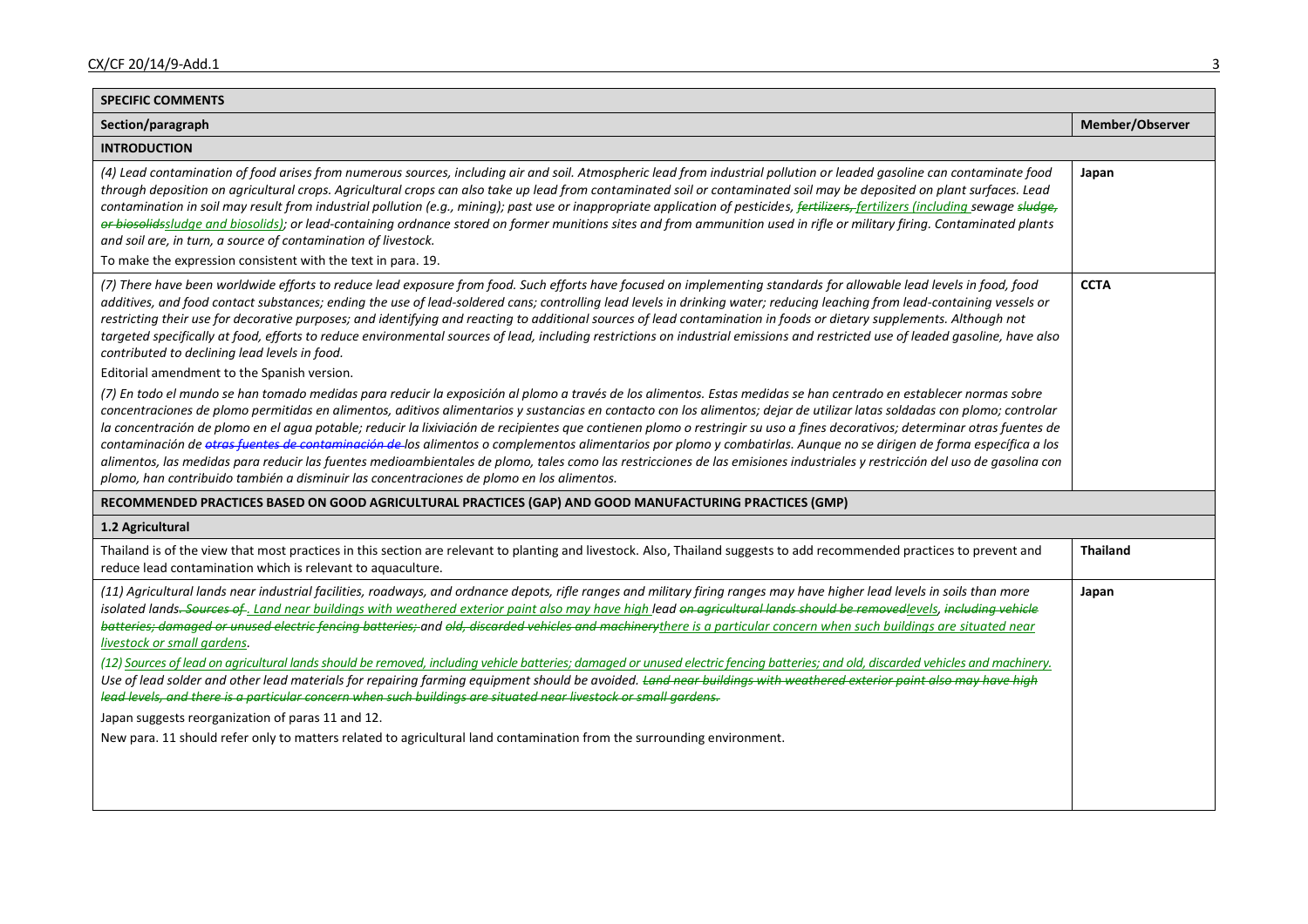| **SPECIFIC COMMENTS** | |
|---|---|
| **Section/paragraph** | **Member/Observer** |
| **INTRODUCTION** | |
| *(4) Lead contamination of food arises from numerous sources, including air and soil. Atmospheric lead from industrial pollution or leaded gasoline can contaminate food through deposition on agricultural crops. Agricultural crops can also take up lead from contaminated soil or contaminated soil may be deposited on plant surfaces. Lead contamination in soil may result from industrial pollution (e.g., mining); past use or inappropriate application of pesticides, ~~fertilizers,~~ <u>fertilizers (including</u> sewage ~~sludge, or biosolids~~<u>sludge and biosolids)</u>; or lead-containing ordnance stored on former munitions sites and from ammunition used in rifle or military firing. Contaminated plants and soil are, in turn, a source of contamination of livestock.*<br>To make the expression consistent with the text in para. 19. | **Japan** |
| *(7) There have been worldwide efforts to reduce lead exposure from food. Such efforts have focused on implementing standards for allowable lead levels in food, food additives, and food contact substances; ending the use of lead-soldered cans; controlling lead levels in drinking water; reducing leaching from lead-containing vessels or restricting their use for decorative purposes; and identifying and reacting to additional sources of lead contamination in foods or dietary supplements. Although not targeted specifically at food, efforts to reduce environmental sources of lead, including restrictions on industrial emissions and restricted use of leaded gasoline, have also contributed to declining lead levels in food.*<br>Editorial amendment to the Spanish version.<br>*(7) En todo el mundo se han tomado medidas para reducir la exposición al plomo a través de los alimentos. Estas medidas se han centrado en establecer normas sobre concentraciones de plomo permitidas en alimentos, aditivos alimentarios y sustancias en contacto con los alimentos; dejar de utilizar latas soldadas con plomo; controlar la concentración de plomo en el agua potable; reducir la lixiviación de recipientes que contienen plomo o restringir su uso a fines decorativos; determinar otras fuentes de contaminación de ~~otras fuentes de contaminación de~~ los alimentos o complementos alimentarios por plomo y combatirlas. Aunque no se dirigen de forma específica a los alimentos, las medidas para reducir las fuentes medioambientales de plomo, tales como las restricciones de las emisiones industriales y restricción del uso de gasolina con plomo, han contribuido también a disminuir las concentraciones de plomo en los alimentos.* | **CCTA** |
| **RECOMMENDED PRACTICES BASED ON GOOD AGRICULTURAL PRACTICES (GAP) AND GOOD MANUFACTURING PRACTICES (GMP)** | |
| **1.2 Agricultural** | |
| Thailand is of the view that most practices in this section are relevant to planting and livestock. Also, Thailand suggests to add recommended practices to prevent and reduce lead contamination which is relevant to aquaculture. | **Thailand** |
| *(11) Agricultural lands near industrial facilities, roadways, and ordnance depots, rifle ranges and military firing ranges may have higher lead levels in soils than more isolated lands~~. Sources of~~<u>. Land near buildings with weathered exterior paint also may have high</u> lead ~~on agricultural lands should be removed~~<u>levels</u>, ~~including vehicle batteries; damaged or unused electric fencing batteries;~~ and ~~old, discarded vehicles and machinery~~<u>there is a particular concern when such buildings are situated near livestock or small gardens</u>.*<br>*(12) <u>Sources of lead on agricultural lands should be removed, including vehicle batteries; damaged or unused electric fencing batteries; and old, discarded vehicles and machinery.</u> Use of lead solder and other lead materials for repairing farming equipment should be avoided. ~~Land near buildings with weathered exterior paint also may have high lead levels, and there is a particular concern when such buildings are situated near livestock or small gardens.~~*<br>Japan suggests reorganization of paras 11 and 12.<br>New para. 11 should refer only to matters related to agricultural land contamination from the surrounding environment. | **Japan** |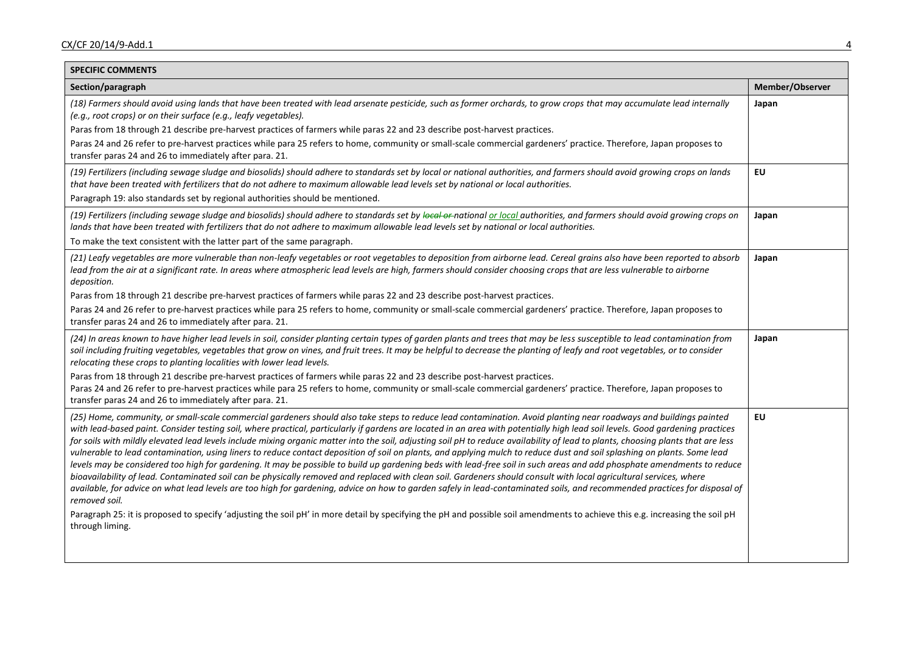| SPECIFIC COMMENTS | |
|---|---|
| **Section/paragraph** | **Member/Observer** |
| *(18) Farmers should avoid using lands that have been treated with lead arsenate pesticide, such as former orchards, to grow crops that may accumulate lead internally (e.g., root crops) or on their surface (e.g., leafy vegetables).*<br>Paras from 18 through 21 describe pre-harvest practices of farmers while paras 22 and 23 describe post-harvest practices.<br>Paras 24 and 26 refer to pre-harvest practices while para 25 refers to home, community or small-scale commercial gardeners' practice. Therefore, Japan proposes to transfer paras 24 and 26 to immediately after para. 21. | **Japan** |
| *(19) Fertilizers (including sewage sludge and biosolids) should adhere to standards set by local or national authorities, and farmers should avoid growing crops on lands that have been treated with fertilizers that do not adhere to maximum allowable lead levels set by national or local authorities.*<br>Paragraph 19: also standards set by regional authorities should be mentioned. | **EU** |
| *(19) Fertilizers (including sewage sludge and biosolids) should adhere to standards set by ~~local or~~ national or local authorities, and farmers should avoid growing crops on lands that have been treated with fertilizers that do not adhere to maximum allowable lead levels set by national or local authorities.*<br>To make the text consistent with the latter part of the same paragraph. | **Japan** |
| *(21) Leafy vegetables are more vulnerable than non-leafy vegetables or root vegetables to deposition from airborne lead. Cereal grains also have been reported to absorb lead from the air at a significant rate. In areas where atmospheric lead levels are high, farmers should consider choosing crops that are less vulnerable to airborne deposition.*<br>Paras from 18 through 21 describe pre-harvest practices of farmers while paras 22 and 23 describe post-harvest practices.<br>Paras 24 and 26 refer to pre-harvest practices while para 25 refers to home, community or small-scale commercial gardeners' practice. Therefore, Japan proposes to transfer paras 24 and 26 to immediately after para. 21. | **Japan** |
| *(24) In areas known to have higher lead levels in soil, consider planting certain types of garden plants and trees that may be less susceptible to lead contamination from soil including fruiting vegetables, vegetables that grow on vines, and fruit trees. It may be helpful to decrease the planting of leafy and root vegetables, or to consider relocating these crops to planting localities with lower lead levels.*<br>Paras from 18 through 21 describe pre-harvest practices of farmers while paras 22 and 23 describe post-harvest practices.<br>Paras 24 and 26 refer to pre-harvest practices while para 25 refers to home, community or small-scale commercial gardeners' practice. Therefore, Japan proposes to transfer paras 24 and 26 to immediately after para. 21. | **Japan** |
| *(25) Home, community, or small-scale commercial gardeners should also take steps to reduce lead contamination. Avoid planting near roadways and buildings painted with lead-based paint. Consider testing soil, where practical, particularly if gardens are located in an area with potentially high lead soil levels. Good gardening practices for soils with mildly elevated lead levels include mixing organic matter into the soil, adjusting soil pH to reduce availability of lead to plants, choosing plants that are less vulnerable to lead contamination, using liners to reduce contact deposition of soil on plants, and applying mulch to reduce dust and soil splashing on plants. Some lead levels may be considered too high for gardening. It may be possible to build up gardening beds with lead-free soil in such areas and add phosphate amendments to reduce bioavailability of lead. Contaminated soil can be physically removed and replaced with clean soil. Gardeners should consult with local agricultural services, where available, for advice on what lead levels are too high for gardening, advice on how to garden safely in lead-contaminated soils, and recommended practices for disposal of removed soil.*<br>Paragraph 25: it is proposed to specify 'adjusting the soil pH' in more detail by specifying the pH and possible soil amendments to achieve this e.g. increasing the soil pH through liming. | **EU** |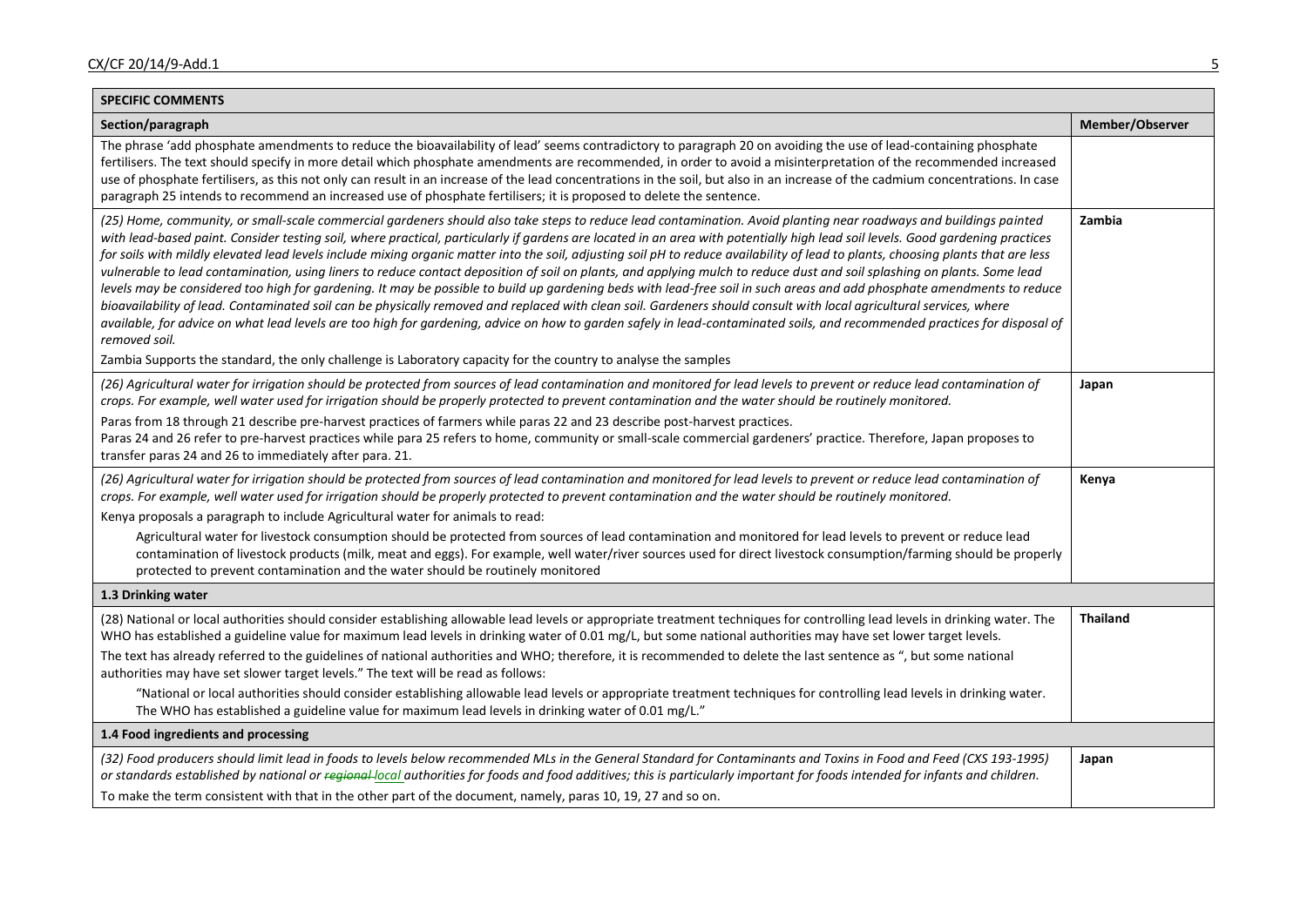| **SPECIFIC COMMENTS** | |
|---|---|
| **Section/paragraph** | **Member/Observer** |
| The phrase 'add phosphate amendments to reduce the bioavailability of lead' seems contradictory to paragraph 20 on avoiding the use of lead-containing phosphate fertilisers. The text should specify in more detail which phosphate amendments are recommended, in order to avoid a misinterpretation of the recommended increased use of phosphate fertilisers, as this not only can result in an increase of the lead concentrations in the soil, but also in an increase of the cadmium concentrations. In case paragraph 25 intends to recommend an increased use of phosphate fertilisers; it is proposed to delete the sentence. | |
| *(25) Home, community, or small-scale commercial gardeners should also take steps to reduce lead contamination. Avoid planting near roadways and buildings painted with lead-based paint. Consider testing soil, where practical, particularly if gardens are located in an area with potentially high lead soil levels. Good gardening practices for soils with mildly elevated lead levels include mixing organic matter into the soil, adjusting soil pH to reduce availability of lead to plants, choosing plants that are less vulnerable to lead contamination, using liners to reduce contact deposition of soil on plants, and applying mulch to reduce dust and soil splashing on plants. Some lead levels may be considered too high for gardening. It may be possible to build up gardening beds with lead-free soil in such areas and add phosphate amendments to reduce bioavailability of lead. Contaminated soil can be physically removed and replaced with clean soil. Gardeners should consult with local agricultural services, where available, for advice on what lead levels are too high for gardening, advice on how to garden safely in lead-contaminated soils, and recommended practices for disposal of removed soil.*<br><br>Zambia Supports the standard, the only challenge is Laboratory capacity for the country to analyse the samples | **Zambia** |
| *(26) Agricultural water for irrigation should be protected from sources of lead contamination and monitored for lead levels to prevent or reduce lead contamination of crops. For example, well water used for irrigation should be properly protected to prevent contamination and the water should be routinely monitored.*<br><br>Paras from 18 through 21 describe pre-harvest practices of farmers while paras 22 and 23 describe post-harvest practices.<br>Paras 24 and 26 refer to pre-harvest practices while para 25 refers to home, community or small-scale commercial gardeners' practice. Therefore, Japan proposes to transfer paras 24 and 26 to immediately after para. 21. | **Japan** |
| *(26) Agricultural water for irrigation should be protected from sources of lead contamination and monitored for lead levels to prevent or reduce lead contamination of crops. For example, well water used for irrigation should be properly protected to prevent contamination and the water should be routinely monitored.*<br><br>Kenya proposals a paragraph to include Agricultural water for animals to read:<br><br>Agricultural water for livestock consumption should be protected from sources of lead contamination and monitored for lead levels to prevent or reduce lead contamination of livestock products (milk, meat and eggs). For example, well water/river sources used for direct livestock consumption/farming should be properly protected to prevent contamination and the water should be routinely monitored | **Kenya** |
| **1.3 Drinking water** | |
| (28) National or local authorities should consider establishing allowable lead levels or appropriate treatment techniques for controlling lead levels in drinking water. The WHO has established a guideline value for maximum lead levels in drinking water of 0.01 mg/L, but some national authorities may have set lower target levels.<br><br>The text has already referred to the guidelines of national authorities and WHO; therefore, it is recommended to delete the last sentence as ", but some national authorities may have set slower target levels." The text will be read as follows:<br><br>"National or local authorities should consider establishing allowable lead levels or appropriate treatment techniques for controlling lead levels in drinking water. The WHO has established a guideline value for maximum lead levels in drinking water of 0.01 mg/L." | **Thailand** |
| **1.4 Food ingredients and processing** | |
| *(32) Food producers should limit lead in foods to levels below recommended MLs in the General Standard for Contaminants and Toxins in Food and Feed (CXS 193-1995) or standards established by national or ~~regional~~ local authorities for foods and food additives; this is particularly important for foods intended for infants and children.*<br><br>To make the term consistent with that in the other part of the document, namely, paras 10, 19, 27 and so on. | **Japan** |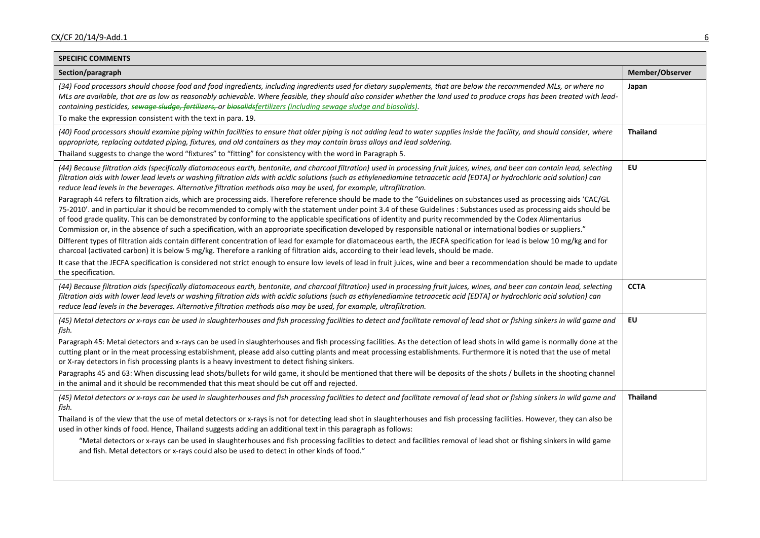| SPECIFIC COMMENTS | |
|---|---|
| **Section/paragraph** | **Member/Observer** |
| *(34) Food processors should choose food and food ingredients, including ingredients used for dietary supplements, that are below the recommended MLs, or where no MLs are available, that are as low as reasonably achievable. Where feasible, they should also consider whether the land used to produce crops has been treated with lead-containing pesticides, ~~sewage sludge, fertilizers,~~ or ~~biosolids~~fertilizers (including sewage sludge and biosolids).*<br><br>To make the expression consistent with the text in para. 19. | **Japan** |
| *(40) Food processors should examine piping within facilities to ensure that older piping is not adding lead to water supplies inside the facility, and should consider, where appropriate, replacing outdated piping, fixtures, and old containers as they may contain brass alloys and lead soldering.*<br><br>Thailand suggests to change the word "fixtures" to "fitting" for consistency with the word in Paragraph 5. | **Thailand** |
| *(44) Because filtration aids (specifically diatomaceous earth, bentonite, and charcoal filtration) used in processing fruit juices, wines, and beer can contain lead, selecting filtration aids with lower lead levels or washing filtration aids with acidic solutions (such as ethylenediamine tetraacetic acid [EDTA] or hydrochloric acid solution) can reduce lead levels in the beverages. Alternative filtration methods also may be used, for example, ultrafiltration.*<br><br>Paragraph 44 refers to filtration aids, which are processing aids. Therefore reference should be made to the "Guidelines on substances used as processing aids 'CAC/GL 75-2010'. and in particular it should be recommended to comply with the statement under point 3.4 of these Guidelines : Substances used as processing aids should be of food grade quality. This can be demonstrated by conforming to the applicable specifications of identity and purity recommended by the Codex Alimentarius Commission or, in the absence of such a specification, with an appropriate specification developed by responsible national or international bodies or suppliers."<br><br>Different types of filtration aids contain different concentration of lead for example for diatomaceous earth, the JECFA specification for lead is below 10 mg/kg and for charcoal (activated carbon) it is below 5 mg/kg. Therefore a ranking of filtration aids, according to their lead levels, should be made.<br><br>It case that the JECFA specification is considered not strict enough to ensure low levels of lead in fruit juices, wine and beer a recommendation should be made to update the specification. | **EU** |
| *(44) Because filtration aids (specifically diatomaceous earth, bentonite, and charcoal filtration) used in processing fruit juices, wines, and beer can contain lead, selecting filtration aids with lower lead levels or washing filtration aids with acidic solutions (such as ethylenediamine tetraacetic acid [EDTA] or hydrochloric acid solution) can reduce lead levels in the beverages. Alternative filtration methods also may be used, for example, ultrafiltration.* | **CCTA** |
| *(45) Metal detectors or x-rays can be used in slaughterhouses and fish processing facilities to detect and facilitate removal of lead shot or fishing sinkers in wild game and fish.*<br><br>Paragraph 45: Metal detectors and x-rays can be used in slaughterhouses and fish processing facilities. As the detection of lead shots in wild game is normally done at the cutting plant or in the meat processing establishment, please add also cutting plants and meat processing establishments. Furthermore it is noted that the use of metal or X-ray detectors in fish processing plants is a heavy investment to detect fishing sinkers.<br><br>Paragraphs 45 and 63: When discussing lead shots/bullets for wild game, it should be mentioned that there will be deposits of the shots / bullets in the shooting channel in the animal and it should be recommended that this meat should be cut off and rejected. | **EU** |
| *(45) Metal detectors or x-rays can be used in slaughterhouses and fish processing facilities to detect and facilitate removal of lead shot or fishing sinkers in wild game and fish.*<br><br>Thailand is of the view that the use of metal detectors or x-rays is not for detecting lead shot in slaughterhouses and fish processing facilities. However, they can also be used in other kinds of food. Hence, Thailand suggests adding an additional text in this paragraph as follows:<br><br>"Metal detectors or x-rays can be used in slaughterhouses and fish processing facilities to detect and facilities removal of lead shot or fishing sinkers in wild game and fish. Metal detectors or x-rays could also be used to detect in other kinds of food." | **Thailand** |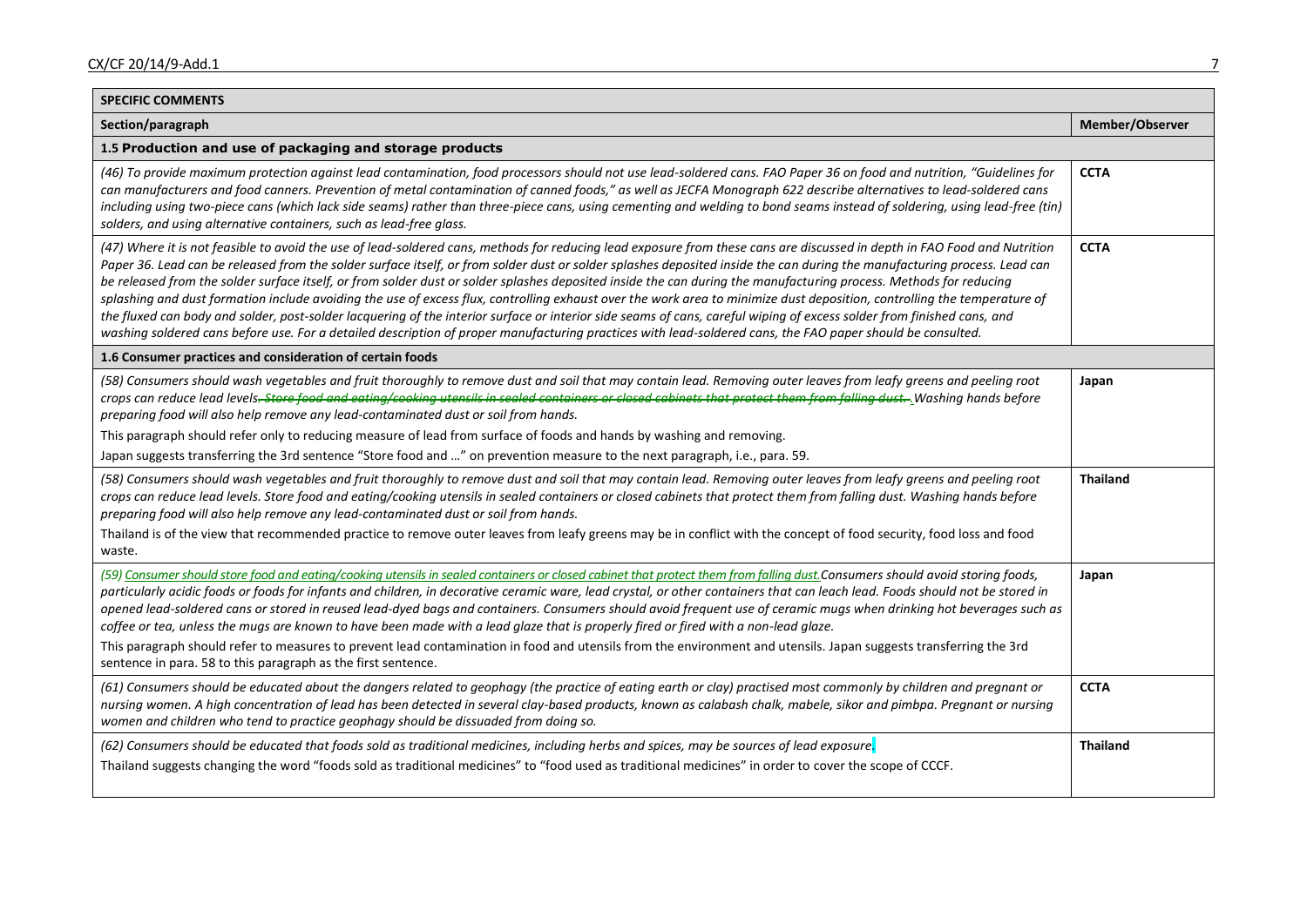| SPECIFIC COMMENTS | |
|---|---|
| **Section/paragraph** | **Member/Observer** |
| **1.5 Production and use of packaging and storage products** | |
| *(46) To provide maximum protection against lead contamination, food processors should not use lead-soldered cans. FAO Paper 36 on food and nutrition, "Guidelines for can manufacturers and food canners. Prevention of metal contamination of canned foods," as well as JECFA Monograph 622 describe alternatives to lead-soldered cans including using two-piece cans (which lack side seams) rather than three-piece cans, using cementing and welding to bond seams instead of soldering, using lead-free (tin) solders, and using alternative containers, such as lead-free glass.* | **CCTA** |
| *(47) Where it is not feasible to avoid the use of lead-soldered cans, methods for reducing lead exposure from these cans are discussed in depth in FAO Food and Nutrition Paper 36. Lead can be released from the solder surface itself, or from solder dust or solder splashes deposited inside the can during the manufacturing process. Lead can be released from the solder surface itself, or from solder dust or solder splashes deposited inside the can during the manufacturing process. Methods for reducing splashing and dust formation include avoiding the use of excess flux, controlling exhaust over the work area to minimize dust deposition, controlling the temperature of the fluxed can body and solder, post-solder lacquering of the interior surface or interior side seams of cans, careful wiping of excess solder from finished cans, and washing soldered cans before use. For a detailed description of proper manufacturing practices with lead-soldered cans, the FAO paper should be consulted.* | **CCTA** |
| **1.6 Consumer practices and consideration of certain foods** | |
| *(58) Consumers should wash vegetables and fruit thoroughly to remove dust and soil that may contain lead. Removing outer leaves from leafy greens and peeling root crops can reduce lead levels~~. Store food and eating/cooking utensils in sealed containers or closed cabinets that protect them from falling dust.~~ . Washing hands before preparing food will also help remove any lead-contaminated dust or soil from hands.*<br>This paragraph should refer only to reducing measure of lead from surface of foods and hands by washing and removing.<br>Japan suggests transferring the 3rd sentence "Store food and …" on prevention measure to the next paragraph, i.e., para. 59. | **Japan** |
| *(58) Consumers should wash vegetables and fruit thoroughly to remove dust and soil that may contain lead. Removing outer leaves from leafy greens and peeling root crops can reduce lead levels. Store food and eating/cooking utensils in sealed containers or closed cabinets that protect them from falling dust. Washing hands before preparing food will also help remove any lead-contaminated dust or soil from hands.*<br>Thailand is of the view that recommended practice to remove outer leaves from leafy greens may be in conflict with the concept of food security, food loss and food waste. | **Thailand** |
| *(59) <u>Consumer should store food and eating/cooking utensils in sealed containers or closed cabinet that protect them from falling dust.</u>Consumers should avoid storing foods, particularly acidic foods or foods for infants and children, in decorative ceramic ware, lead crystal, or other containers that can leach lead. Foods should not be stored in opened lead-soldered cans or stored in reused lead-dyed bags and containers. Consumers should avoid frequent use of ceramic mugs when drinking hot beverages such as coffee or tea, unless the mugs are known to have been made with a lead glaze that is properly fired or fired with a non-lead glaze.*<br>This paragraph should refer to measures to prevent lead contamination in food and utensils from the environment and utensils. Japan suggests transferring the 3rd sentence in para. 58 to this paragraph as the first sentence. | **Japan** |
| *(61) Consumers should be educated about the dangers related to geophagy (the practice of eating earth or clay) practised most commonly by children and pregnant or nursing women. A high concentration of lead has been detected in several clay-based products, known as calabash chalk, mabele, sikor and pimbpa. Pregnant or nursing women and children who tend to practice geophagy should be dissuaded from doing so.* | **CCTA** |
| *(62) Consumers should be educated that foods sold as traditional medicines, including herbs and spices, may be sources of lead exposure.*<br>Thailand suggests changing the word "foods sold as traditional medicines" to "food used as traditional medicines" in order to cover the scope of CCCF. | **Thailand** |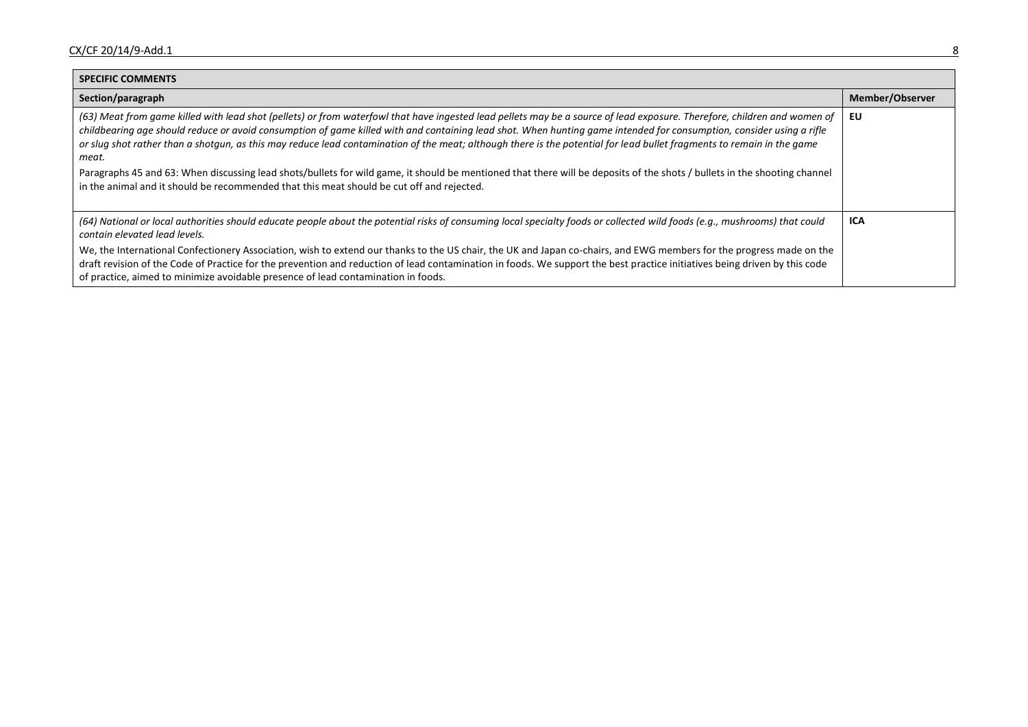| SPECIFIC COMMENTS | |
|---|---|
| **Section/paragraph** | **Member/Observer** |
| *(63) Meat from game killed with lead shot (pellets) or from waterfowl that have ingested lead pellets may be a source of lead exposure. Therefore, children and women of childbearing age should reduce or avoid consumption of game killed with and containing lead shot. When hunting game intended for consumption, consider using a rifle or slug shot rather than a shotgun, as this may reduce lead contamination of the meat; although there is the potential for lead bullet fragments to remain in the game meat.*<br><br>Paragraphs 45 and 63: When discussing lead shots/bullets for wild game, it should be mentioned that there will be deposits of the shots / bullets in the shooting channel in the animal and it should be recommended that this meat should be cut off and rejected. | **EU** |
| *(64) National or local authorities should educate people about the potential risks of consuming local specialty foods or collected wild foods (e.g., mushrooms) that could contain elevated lead levels.*<br><br>We, the International Confectionery Association, wish to extend our thanks to the US chair, the UK and Japan co-chairs, and EWG members for the progress made on the draft revision of the Code of Practice for the prevention and reduction of lead contamination in foods. We support the best practice initiatives being driven by this code of practice, aimed to minimize avoidable presence of lead contamination in foods. | **ICA** |